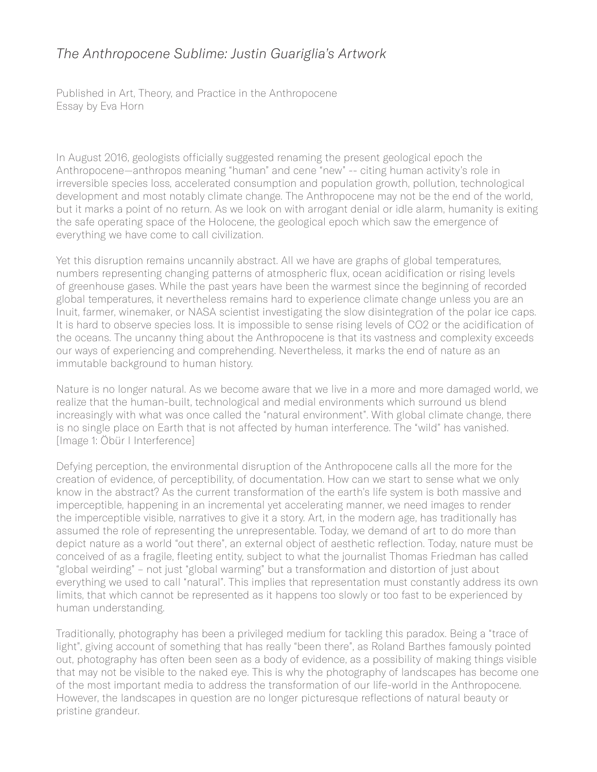# *The Anthropocene Sublime: Justin Guariglia's Artwork*

Published in Art, Theory, and Practice in the Anthropocene
Essay by Eva Horn

In August 2016, geologists officially suggested renaming the present geological epoch the Anthropocene—anthropos meaning "human" and cene "new" -- citing human activity's role in irreversible species loss, accelerated consumption and population growth, pollution, technological development and most notably climate change. The Anthropocene may not be the end of the world, but it marks a point of no return. As we look on with arrogant denial or idle alarm, humanity is exiting the safe operating space of the Holocene, the geological epoch which saw the emergence of everything we have come to call civilization.

Yet this disruption remains uncannily abstract. All we have are graphs of global temperatures, numbers representing changing patterns of atmospheric flux, ocean acidification or rising levels of greenhouse gases. While the past years have been the warmest since the beginning of recorded global temperatures, it nevertheless remains hard to experience climate change unless you are an Inuit, farmer, winemaker, or NASA scientist investigating the slow disintegration of the polar ice caps. It is hard to observe species loss. It is impossible to sense rising levels of $CO_2$ or the acidification of the oceans. The uncanny thing about the Anthropocene is that its vastness and complexity exceeds our ways of experiencing and comprehending. Nevertheless, it marks the end of nature as an immutable background to human history.

Nature is no longer natural. As we become aware that we live in a more and more damaged world, we realize that the human-built, technological and medial environments which surround us blend increasingly with what was once called the "natural environment". With global climate change, there is no single place on Earth that is not affected by human interference. The "wild" has vanished. [Image 1: Öbür I Interference]

Defying perception, the environmental disruption of the Anthropocene calls all the more for the creation of evidence, of perceptibility, of documentation. How can we start to sense what we only know in the abstract? As the current transformation of the earth's life system is both massive and imperceptible, happening in an incremental yet accelerating manner, we need images to render the imperceptible visible, narratives to give it a story. Art, in the modern age, has traditionally has assumed the role of representing the unrepresentable. Today, we demand of art to do more than depict nature as a world "out there", an external object of aesthetic reflection. Today, nature must be conceived of as a fragile, fleeting entity, subject to what the journalist Thomas Friedman has called "global weirding" – not just "global warming" but a transformation and distortion of just about everything we used to call "natural". This implies that representation must constantly address its own limits, that which cannot be represented as it happens too slowly or too fast to be experienced by human understanding.

Traditionally, photography has been a privileged medium for tackling this paradox. Being a "trace of light", giving account of something that has really "been there", as Roland Barthes famously pointed out, photography has often been seen as a body of evidence, as a possibility of making things visible that may not be visible to the naked eye. This is why the photography of landscapes has become one of the most important media to address the transformation of our life-world in the Anthropocene. However, the landscapes in question are no longer picturesque reflections of natural beauty or pristine grandeur.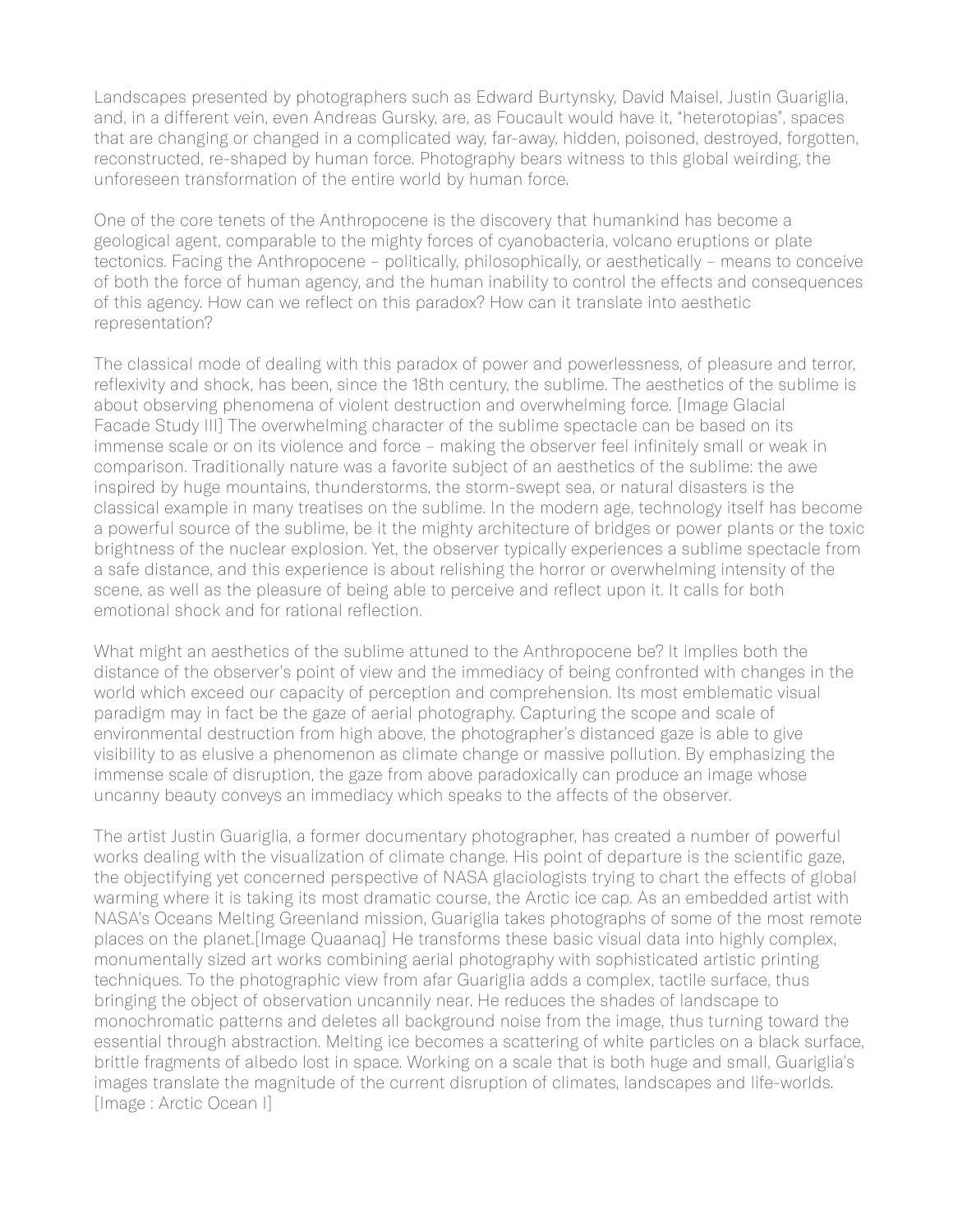Landscapes presented by photographers such as Edward Burtynsky, David Maisel, Justin Guariglia, and, in a different vein, even Andreas Gursky, are, as Foucault would have it, "heterotopias", spaces that are changing or changed in a complicated way, far-away, hidden, poisoned, destroyed, forgotten, reconstructed, re-shaped by human force. Photography bears witness to this global weirding, the unforeseen transformation of the entire world by human force.

One of the core tenets of the Anthropocene is the discovery that humankind has become a geological agent, comparable to the mighty forces of cyanobacteria, volcano eruptions or plate tectonics. Facing the Anthropocene – politically, philosophically, or aesthetically – means to conceive of both the force of human agency, and the human inability to control the effects and consequences of this agency. How can we reflect on this paradox? How can it translate into aesthetic representation?

The classical mode of dealing with this paradox of power and powerlessness, of pleasure and terror, reflexivity and shock, has been, since the 18th century, the sublime. The aesthetics of the sublime is about observing phenomena of violent destruction and overwhelming force. [Image Glacial Facade Study III] The overwhelming character of the sublime spectacle can be based on its immense scale or on its violence and force – making the observer feel infinitely small or weak in comparison. Traditionally nature was a favorite subject of an aesthetics of the sublime: the awe inspired by huge mountains, thunderstorms, the storm-swept sea, or natural disasters is the classical example in many treatises on the sublime. In the modern age, technology itself has become a powerful source of the sublime, be it the mighty architecture of bridges or power plants or the toxic brightness of the nuclear explosion. Yet, the observer typically experiences a sublime spectacle from a safe distance, and this experience is about relishing the horror or overwhelming intensity of the scene, as well as the pleasure of being able to perceive and reflect upon it. It calls for both emotional shock and for rational reflection.

What might an aesthetics of the sublime attuned to the Anthropocene be? It implies both the distance of the observer's point of view and the immediacy of being confronted with changes in the world which exceed our capacity of perception and comprehension. Its most emblematic visual paradigm may in fact be the gaze of aerial photography. Capturing the scope and scale of environmental destruction from high above, the photographer's distanced gaze is able to give visibility to as elusive a phenomenon as climate change or massive pollution. By emphasizing the immense scale of disruption, the gaze from above paradoxically can produce an image whose uncanny beauty conveys an immediacy which speaks to the affects of the observer.

The artist Justin Guariglia, a former documentary photographer, has created a number of powerful works dealing with the visualization of climate change. His point of departure is the scientific gaze, the objectifying yet concerned perspective of NASA glaciologists trying to chart the effects of global warming where it is taking its most dramatic course, the Arctic ice cap. As an embedded artist with NASA's Oceans Melting Greenland mission, Guariglia takes photographs of some of the most remote places on the planet.[Image Quaanaq] He transforms these basic visual data into highly complex, monumentally sized art works combining aerial photography with sophisticated artistic printing techniques. To the photographic view from afar Guariglia adds a complex, tactile surface, thus bringing the object of observation uncannily near. He reduces the shades of landscape to monochromatic patterns and deletes all background noise from the image, thus turning toward the essential through abstraction. Melting ice becomes a scattering of white particles on a black surface, brittle fragments of albedo lost in space. Working on a scale that is both huge and small, Guariglia's images translate the magnitude of the current disruption of climates, landscapes and life-worlds. [Image : Arctic Ocean I]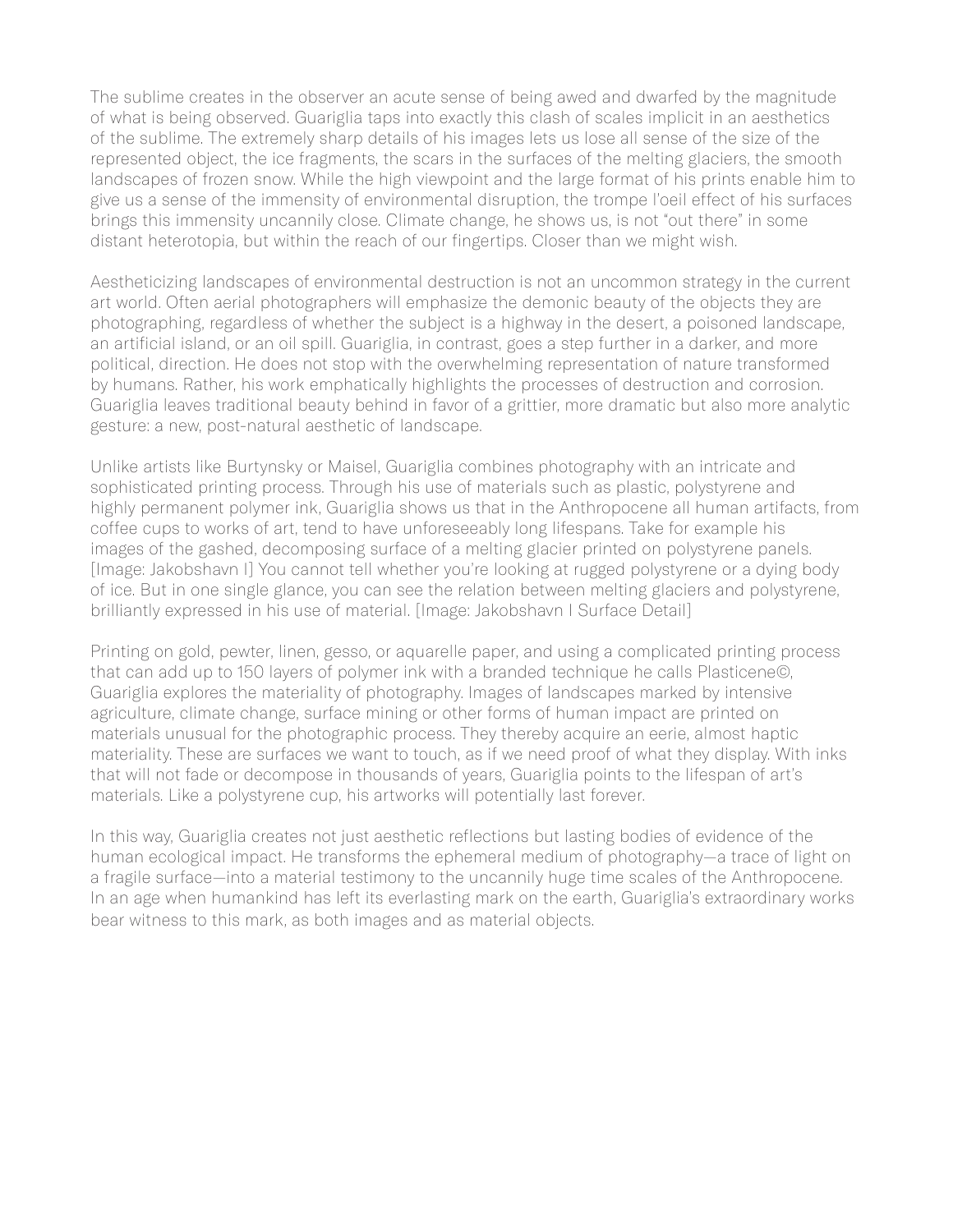The sublime creates in the observer an acute sense of being awed and dwarfed by the magnitude of what is being observed. Guariglia taps into exactly this clash of scales implicit in an aesthetics of the sublime. The extremely sharp details of his images lets us lose all sense of the size of the represented object, the ice fragments, the scars in the surfaces of the melting glaciers, the smooth landscapes of frozen snow. While the high viewpoint and the large format of his prints enable him to give us a sense of the immensity of environmental disruption, the trompe l'oeil effect of his surfaces brings this immensity uncannily close. Climate change, he shows us, is not "out there" in some distant heterotopia, but within the reach of our fingertips. Closer than we might wish.

Aestheticizing landscapes of environmental destruction is not an uncommon strategy in the current art world. Often aerial photographers will emphasize the demonic beauty of the objects they are photographing, regardless of whether the subject is a highway in the desert, a poisoned landscape, an artificial island, or an oil spill. Guariglia, in contrast, goes a step further in a darker, and more political, direction. He does not stop with the overwhelming representation of nature transformed by humans. Rather, his work emphatically highlights the processes of destruction and corrosion. Guariglia leaves traditional beauty behind in favor of a grittier, more dramatic but also more analytic gesture: a new, post-natural aesthetic of landscape.

Unlike artists like Burtynsky or Maisel, Guariglia combines photography with an intricate and sophisticated printing process. Through his use of materials such as plastic, polystyrene and highly permanent polymer ink, Guariglia shows us that in the Anthropocene all human artifacts, from coffee cups to works of art, tend to have unforeseeably long lifespans. Take for example his images of the gashed, decomposing surface of a melting glacier printed on polystyrene panels. [Image: Jakobshavn I] You cannot tell whether you're looking at rugged polystyrene or a dying body of ice. But in one single glance, you can see the relation between melting glaciers and polystyrene, brilliantly expressed in his use of material. [Image: Jakobshavn I Surface Detail]

Printing on gold, pewter, linen, gesso, or aquarelle paper, and using a complicated printing process that can add up to 150 layers of polymer ink with a branded technique he calls Plasticene©, Guariglia explores the materiality of photography. Images of landscapes marked by intensive agriculture, climate change, surface mining or other forms of human impact are printed on materials unusual for the photographic process. They thereby acquire an eerie, almost haptic materiality. These are surfaces we want to touch, as if we need proof of what they display. With inks that will not fade or decompose in thousands of years, Guariglia points to the lifespan of art's materials. Like a polystyrene cup, his artworks will potentially last forever.

In this way, Guariglia creates not just aesthetic reflections but lasting bodies of evidence of the human ecological impact. He transforms the ephemeral medium of photography—a trace of light on a fragile surface—into a material testimony to the uncannily huge time scales of the Anthropocene. In an age when humankind has left its everlasting mark on the earth, Guariglia's extraordinary works bear witness to this mark, as both images and as material objects.